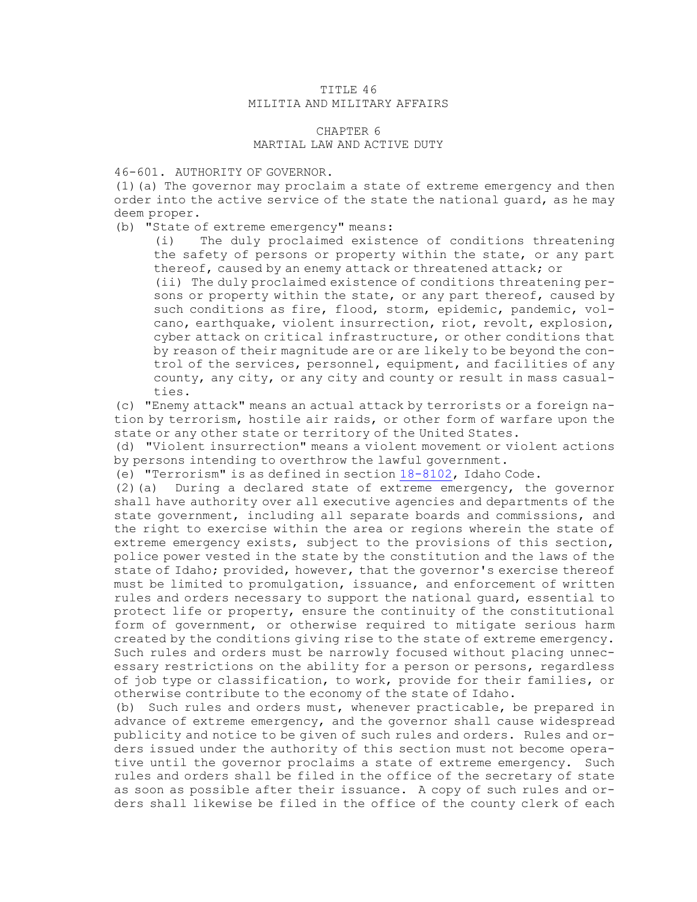# TITLE 46
# MILITIA AND MILITARY AFFAIRS

## CHAPTER 6
## MARTIAL LAW AND ACTIVE DUTY

### 46-601. AUTHORITY OF GOVERNOR.

(1)(a) The governor may proclaim a state of extreme emergency and then order into the active service of the state the national guard, as he may deem proper.

(b) "State of extreme emergency" means:

(i) The duly proclaimed existence of conditions threatening the safety of persons or property within the state, or any part thereof, caused by an enemy attack or threatened attack; or

(ii) The duly proclaimed existence of conditions threatening persons or property within the state, or any part thereof, caused by such conditions as fire, flood, storm, epidemic, pandemic, volcano, earthquake, violent insurrection, riot, revolt, explosion, cyber attack on critical infrastructure, or other conditions that by reason of their magnitude are or are likely to be beyond the control of the services, personnel, equipment, and facilities of any county, any city, or any city and county or result in mass casualties.

(c) "Enemy attack" means an actual attack by terrorists or a foreign nation by terrorism, hostile air raids, or other form of warfare upon the state or any other state or territory of the United States.

(d) "Violent insurrection" means a violent movement or violent actions by persons intending to overthrow the lawful government.

(e) "Terrorism" is as defined in section 18-8102, Idaho Code.

(2)(a) During a declared state of extreme emergency, the governor shall have authority over all executive agencies and departments of the state government, including all separate boards and commissions, and the right to exercise within the area or regions wherein the state of extreme emergency exists, subject to the provisions of this section, police power vested in the state by the constitution and the laws of the state of Idaho; provided, however, that the governor's exercise thereof must be limited to promulgation, issuance, and enforcement of written rules and orders necessary to support the national guard, essential to protect life or property, ensure the continuity of the constitutional form of government, or otherwise required to mitigate serious harm created by the conditions giving rise to the state of extreme emergency. Such rules and orders must be narrowly focused without placing unnecessary restrictions on the ability for a person or persons, regardless of job type or classification, to work, provide for their families, or otherwise contribute to the economy of the state of Idaho.

(b) Such rules and orders must, whenever practicable, be prepared in advance of extreme emergency, and the governor shall cause widespread publicity and notice to be given of such rules and orders. Rules and orders issued under the authority of this section must not become operative until the governor proclaims a state of extreme emergency. Such rules and orders shall be filed in the office of the secretary of state as soon as possible after their issuance. A copy of such rules and orders shall likewise be filed in the office of the county clerk of each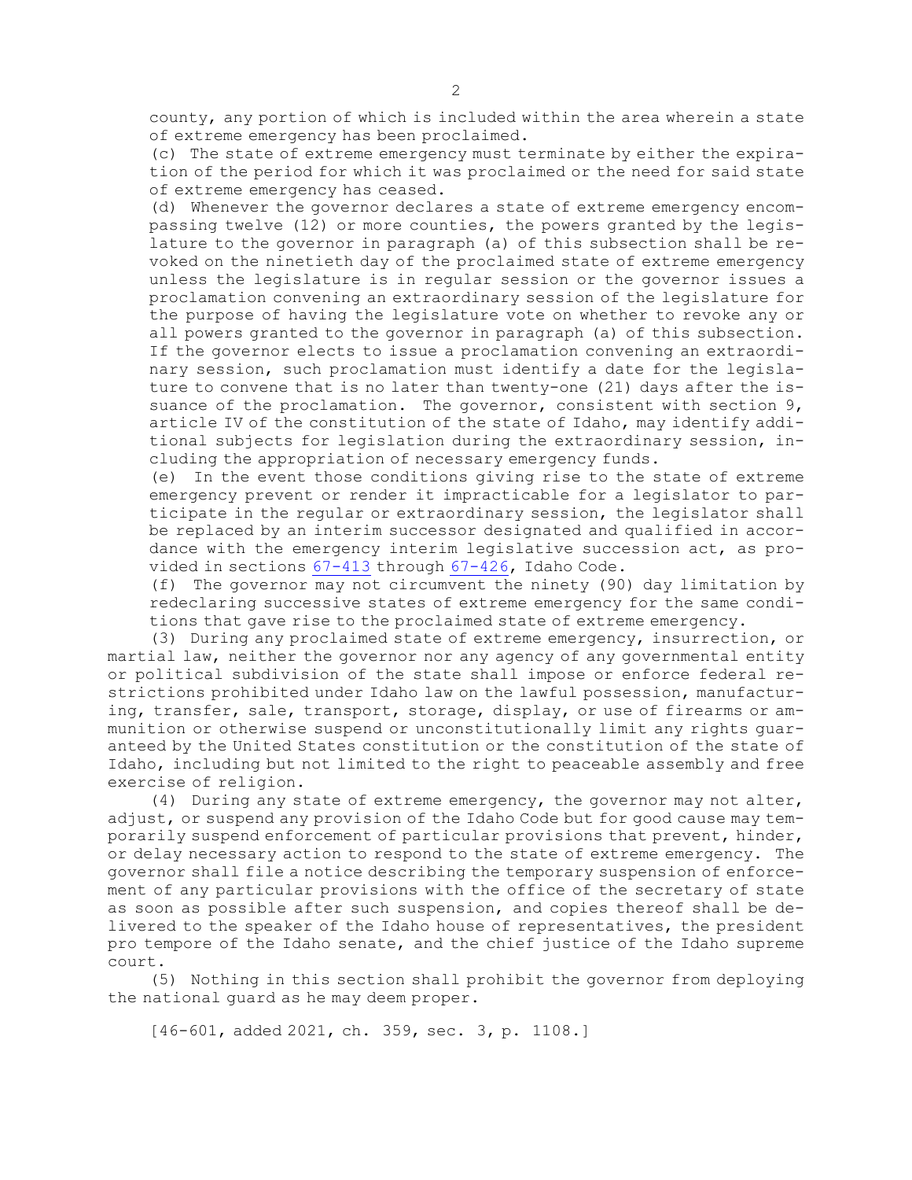county, any portion of which is included within the area wherein a state of extreme emergency has been proclaimed.

(c) The state of extreme emergency must terminate by either the expiration of the period for which it was proclaimed or the need for said state of extreme emergency has ceased.

(d) Whenever the governor declares a state of extreme emergency encompassing twelve (12) or more counties, the powers granted by the legislature to the governor in paragraph (a) of this subsection shall be revoked on the ninetieth day of the proclaimed state of extreme emergency unless the legislature is in regular session or the governor issues a proclamation convening an extraordinary session of the legislature for the purpose of having the legislature vote on whether to revoke any or all powers granted to the governor in paragraph (a) of this subsection. If the governor elects to issue a proclamation convening an extraordinary session, such proclamation must identify a date for the legislature to convene that is no later than twenty-one (21) days after the issuance of the proclamation. The governor, consistent with section 9, article IV of the constitution of the state of Idaho, may identify additional subjects for legislation during the extraordinary session, including the appropriation of necessary emergency funds.

(e) In the event those conditions giving rise to the state of extreme emergency prevent or render it impracticable for a legislator to participate in the regular or extraordinary session, the legislator shall be replaced by an interim successor designated and qualified in accordance with the emergency interim legislative succession act, as provided in sections 67-413 through 67-426, Idaho Code.

(f) The governor may not circumvent the ninety (90) day limitation by redeclaring successive states of extreme emergency for the same conditions that gave rise to the proclaimed state of extreme emergency.

(3) During any proclaimed state of extreme emergency, insurrection, or martial law, neither the governor nor any agency of any governmental entity or political subdivision of the state shall impose or enforce federal restrictions prohibited under Idaho law on the lawful possession, manufacturing, transfer, sale, transport, storage, display, or use of firearms or ammunition or otherwise suspend or unconstitutionally limit any rights guaranteed by the United States constitution or the constitution of the state of Idaho, including but not limited to the right to peaceable assembly and free exercise of religion.

(4) During any state of extreme emergency, the governor may not alter, adjust, or suspend any provision of the Idaho Code but for good cause may temporarily suspend enforcement of particular provisions that prevent, hinder, or delay necessary action to respond to the state of extreme emergency. The governor shall file a notice describing the temporary suspension of enforcement of any particular provisions with the office of the secretary of state as soon as possible after such suspension, and copies thereof shall be delivered to the speaker of the Idaho house of representatives, the president pro tempore of the Idaho senate, and the chief justice of the Idaho supreme court.

(5) Nothing in this section shall prohibit the governor from deploying the national guard as he may deem proper.

[46-601, added 2021, ch. 359, sec. 3, p. 1108.]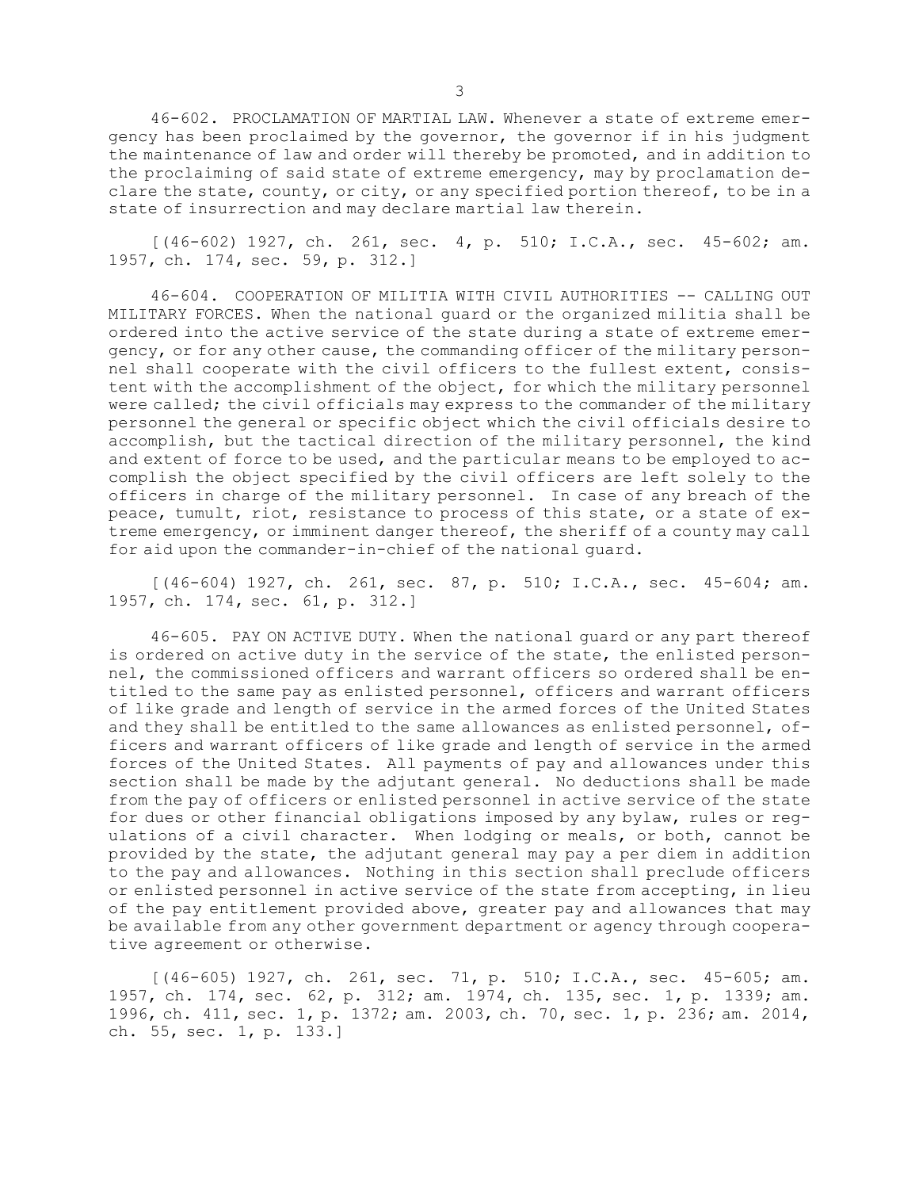46-602. PROCLAMATION OF MARTIAL LAW. Whenever a state of extreme emergency has been proclaimed by the governor, the governor if in his judgment the maintenance of law and order will thereby be promoted, and in addition to the proclaiming of said state of extreme emergency, may by proclamation declare the state, county, or city, or any specified portion thereof, to be in a state of insurrection and may declare martial law therein.

[(46-602) 1927, ch. 261, sec. 4, p. 510; I.C.A., sec. 45-602; am. 1957, ch. 174, sec. 59, p. 312.]

46-604. COOPERATION OF MILITIA WITH CIVIL AUTHORITIES -- CALLING OUT MILITARY FORCES. When the national guard or the organized militia shall be ordered into the active service of the state during a state of extreme emergency, or for any other cause, the commanding officer of the military personnel shall cooperate with the civil officers to the fullest extent, consistent with the accomplishment of the object, for which the military personnel were called; the civil officials may express to the commander of the military personnel the general or specific object which the civil officials desire to accomplish, but the tactical direction of the military personnel, the kind and extent of force to be used, and the particular means to be employed to accomplish the object specified by the civil officers are left solely to the officers in charge of the military personnel. In case of any breach of the peace, tumult, riot, resistance to process of this state, or a state of extreme emergency, or imminent danger thereof, the sheriff of a county may call for aid upon the commander-in-chief of the national guard.

[(46-604) 1927, ch. 261, sec. 87, p. 510; I.C.A., sec. 45-604; am. 1957, ch. 174, sec. 61, p. 312.]

46-605. PAY ON ACTIVE DUTY. When the national guard or any part thereof is ordered on active duty in the service of the state, the enlisted personnel, the commissioned officers and warrant officers so ordered shall be entitled to the same pay as enlisted personnel, officers and warrant officers of like grade and length of service in the armed forces of the United States and they shall be entitled to the same allowances as enlisted personnel, officers and warrant officers of like grade and length of service in the armed forces of the United States. All payments of pay and allowances under this section shall be made by the adjutant general. No deductions shall be made from the pay of officers or enlisted personnel in active service of the state for dues or other financial obligations imposed by any bylaw, rules or regulations of a civil character. When lodging or meals, or both, cannot be provided by the state, the adjutant general may pay a per diem in addition to the pay and allowances. Nothing in this section shall preclude officers or enlisted personnel in active service of the state from accepting, in lieu of the pay entitlement provided above, greater pay and allowances that may be available from any other government department or agency through cooperative agreement or otherwise.

[(46-605) 1927, ch. 261, sec. 71, p. 510; I.C.A., sec. 45-605; am. 1957, ch. 174, sec. 62, p. 312; am. 1974, ch. 135, sec. 1, p. 1339; am. 1996, ch. 411, sec. 1, p. 1372; am. 2003, ch. 70, sec. 1, p. 236; am. 2014, ch. 55, sec. 1, p. 133.]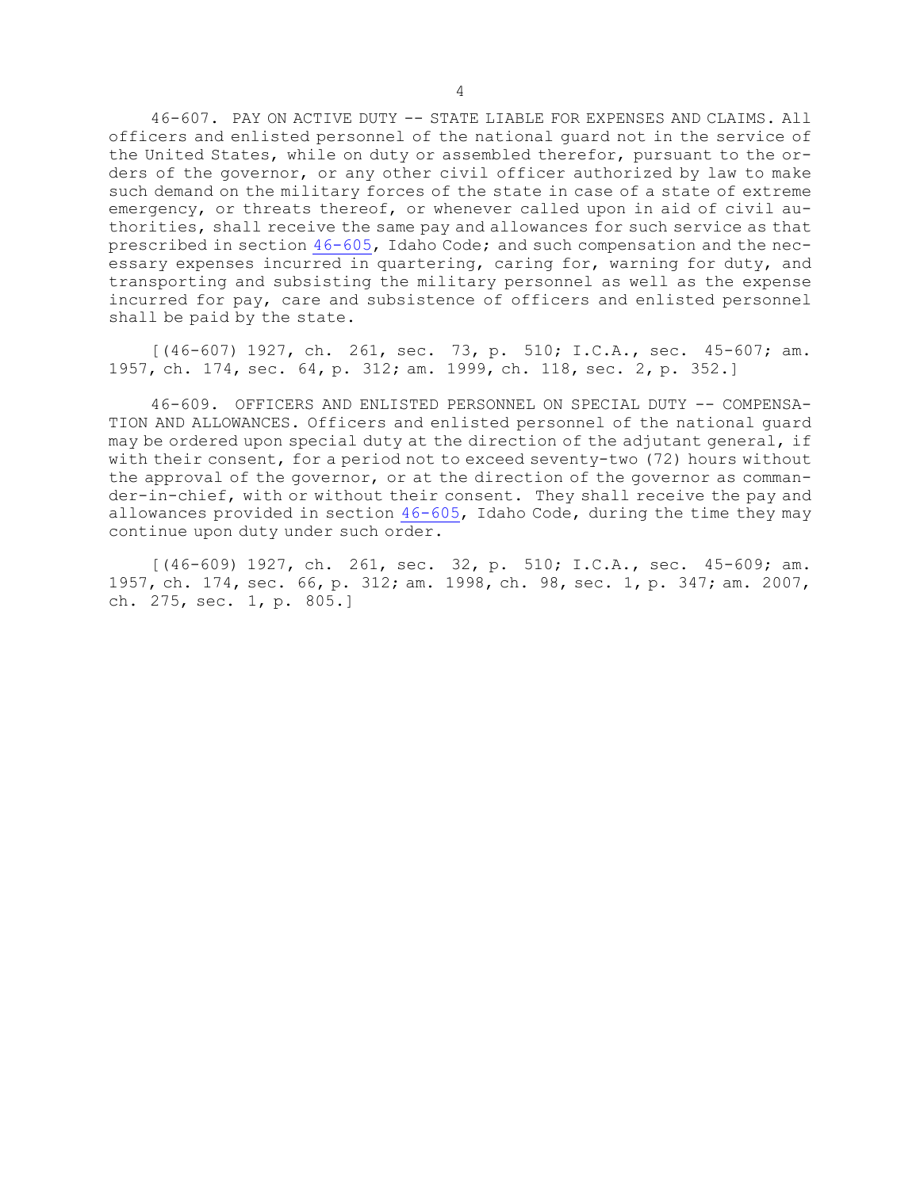46-607. PAY ON ACTIVE DUTY -- STATE LIABLE FOR EXPENSES AND CLAIMS. All officers and enlisted personnel of the national guard not in the service of the United States, while on duty or assembled therefor, pursuant to the orders of the governor, or any other civil officer authorized by law to make such demand on the military forces of the state in case of a state of extreme emergency, or threats thereof, or whenever called upon in aid of civil authorities, shall receive the same pay and allowances for such service as that prescribed in section 46-605, Idaho Code; and such compensation and the necessary expenses incurred in quartering, caring for, warning for duty, and transporting and subsisting the military personnel as well as the expense incurred for pay, care and subsistence of officers and enlisted personnel shall be paid by the state.

[(46-607) 1927, ch. 261, sec. 73, p. 510; I.C.A., sec. 45-607; am. 1957, ch. 174, sec. 64, p. 312; am. 1999, ch. 118, sec. 2, p. 352.]

46-609. OFFICERS AND ENLISTED PERSONNEL ON SPECIAL DUTY -- COMPENSATION AND ALLOWANCES. Officers and enlisted personnel of the national guard may be ordered upon special duty at the direction of the adjutant general, if with their consent, for a period not to exceed seventy-two (72) hours without the approval of the governor, or at the direction of the governor as commander-in-chief, with or without their consent. They shall receive the pay and allowances provided in section 46-605, Idaho Code, during the time they may continue upon duty under such order.

[(46-609) 1927, ch. 261, sec. 32, p. 510; I.C.A., sec. 45-609; am. 1957, ch. 174, sec. 66, p. 312; am. 1998, ch. 98, sec. 1, p. 347; am. 2007, ch. 275, sec. 1, p. 805.]